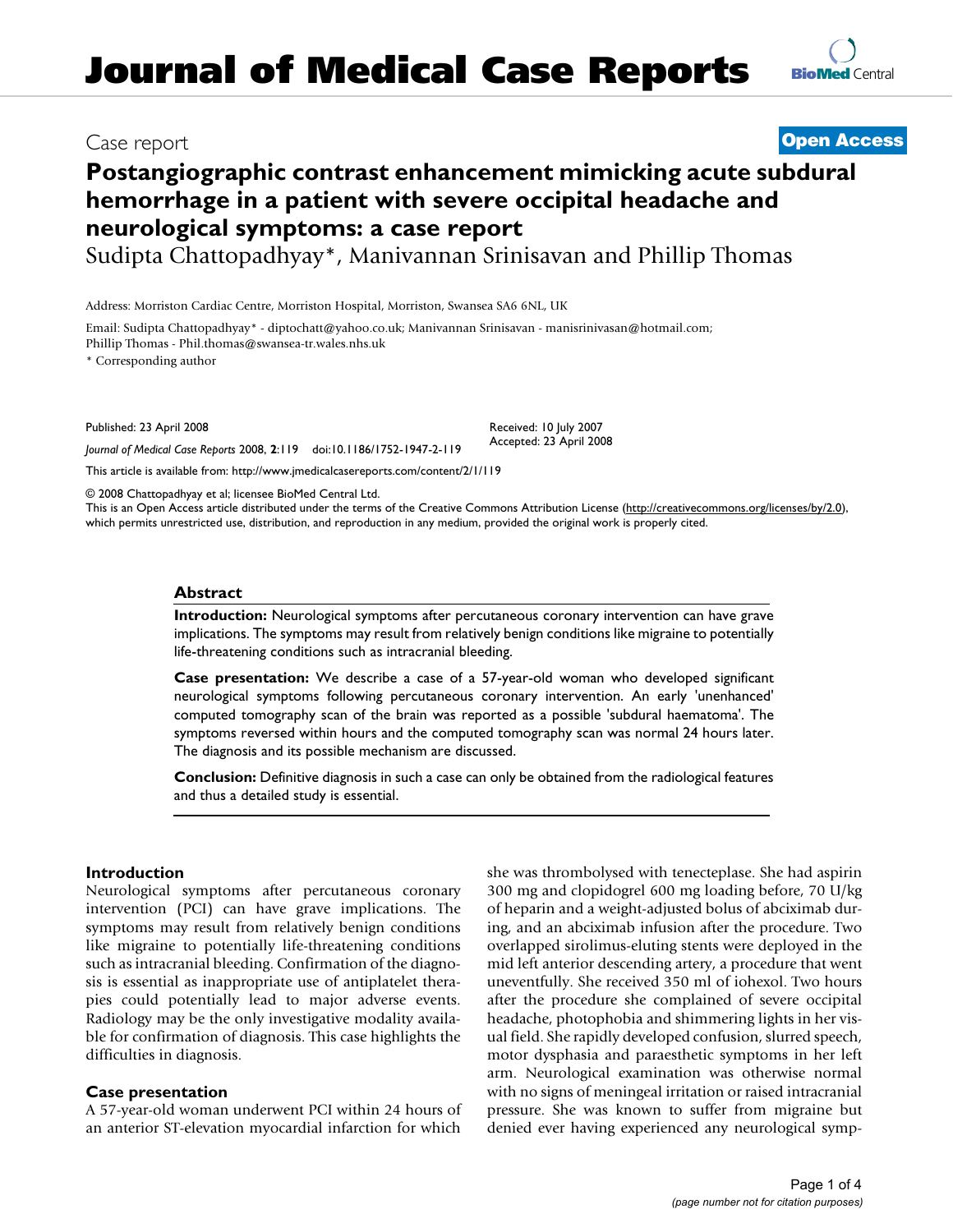# Journal of Medical Case Reports

Case report

**Open Access**

## Postangiographic contrast enhancement mimicking acute subdural hemorrhage in a patient with severe occipital headache and neurological symptoms: a case report

Sudipta Chattopadhyay*, Manivannan Srinisavan and Phillip Thomas

Address: Morriston Cardiac Centre, Morriston Hospital, Morriston, Swansea SA6 6NL, UK

Email: Sudipta Chattopadhyay* - diptochatt@yahoo.co.uk; Manivannan Srinisavan - manisrinivasan@hotmail.com; Phillip Thomas - Phil.thomas@swansea-tr.wales.nhs.uk

\* Corresponding author

Published: 23 April 2008

*Journal of Medical Case Reports* 2008, **2**:119 doi:10.1186/1752-1947-2-119

Received: 10 July 2007
Accepted: 23 April 2008

This article is available from: http://www.jmedicalcasereports.com/content/2/1/119

© 2008 Chattopadhyay et al; licensee BioMed Central Ltd.
This is an Open Access article distributed under the terms of the Creative Commons Attribution License (http://creativecommons.org/licenses/by/2.0), which permits unrestricted use, distribution, and reproduction in any medium, provided the original work is properly cited.

### Abstract

**Introduction:** Neurological symptoms after percutaneous coronary intervention can have grave implications. The symptoms may result from relatively benign conditions like migraine to potentially life-threatening conditions such as intracranial bleeding.

**Case presentation:** We describe a case of a 57-year-old woman who developed significant neurological symptoms following percutaneous coronary intervention. An early 'unenhanced' computed tomography scan of the brain was reported as a possible 'subdural haematoma'. The symptoms reversed within hours and the computed tomography scan was normal 24 hours later. The diagnosis and its possible mechanism are discussed.

**Conclusion:** Definitive diagnosis in such a case can only be obtained from the radiological features and thus a detailed study is essential.

## Introduction

Neurological symptoms after percutaneous coronary intervention (PCI) can have grave implications. The symptoms may result from relatively benign conditions like migraine to potentially life-threatening conditions such as intracranial bleeding. Confirmation of the diagnosis is essential as inappropriate use of antiplatelet therapies could potentially lead to major adverse events. Radiology may be the only investigative modality available for confirmation of diagnosis. This case highlights the difficulties in diagnosis.

## Case presentation

A 57-year-old woman underwent PCI within 24 hours of an anterior ST-elevation myocardial infarction for which she was thrombolysed with tenecteplase. She had aspirin 300 mg and clopidogrel 600 mg loading before, 70 U/kg of heparin and a weight-adjusted bolus of abciximab during, and an abciximab infusion after the procedure. Two overlapped sirolimus-eluting stents were deployed in the mid left anterior descending artery, a procedure that went uneventfully. She received 350 ml of iohexol. Two hours after the procedure she complained of severe occipital headache, photophobia and shimmering lights in her visual field. She rapidly developed confusion, slurred speech, motor dysphasia and paraesthetic symptoms in her left arm. Neurological examination was otherwise normal with no signs of meningeal irritation or raised intracranial pressure. She was known to suffer from migraine but denied ever having experienced any neurological symp-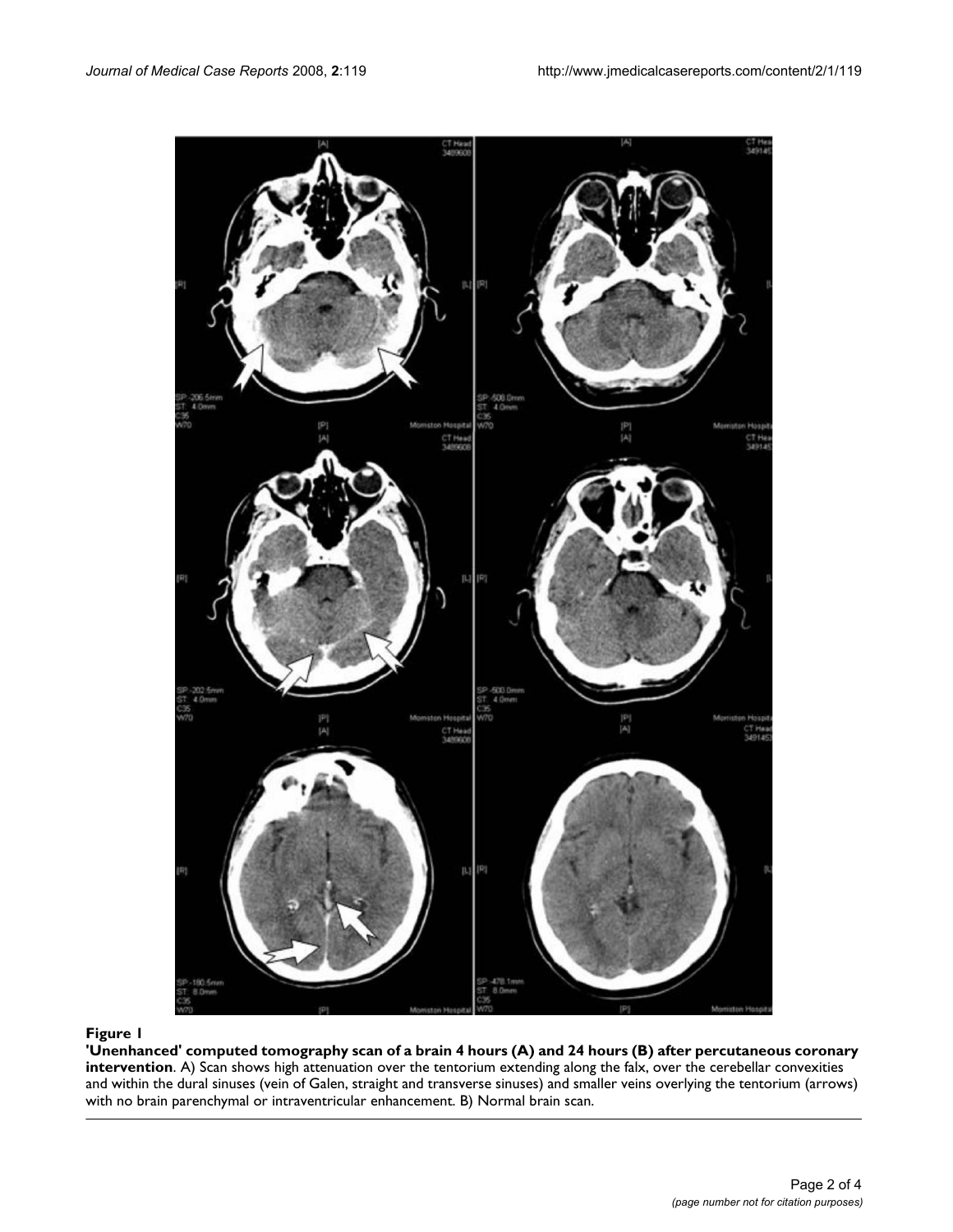**Figure 1**

**'Unenhanced' computed tomography scan of a brain 4 hours (A) and 24 hours (B) after percutaneous coronary intervention**. A) Scan shows high attenuation over the tentorium extending along the falx, over the cerebellar convexities and within the dural sinuses (vein of Galen, straight and transverse sinuses) and smaller veins overlying the tentorium (arrows) with no brain parenchymal or intraventricular enhancement. B) Normal brain scan.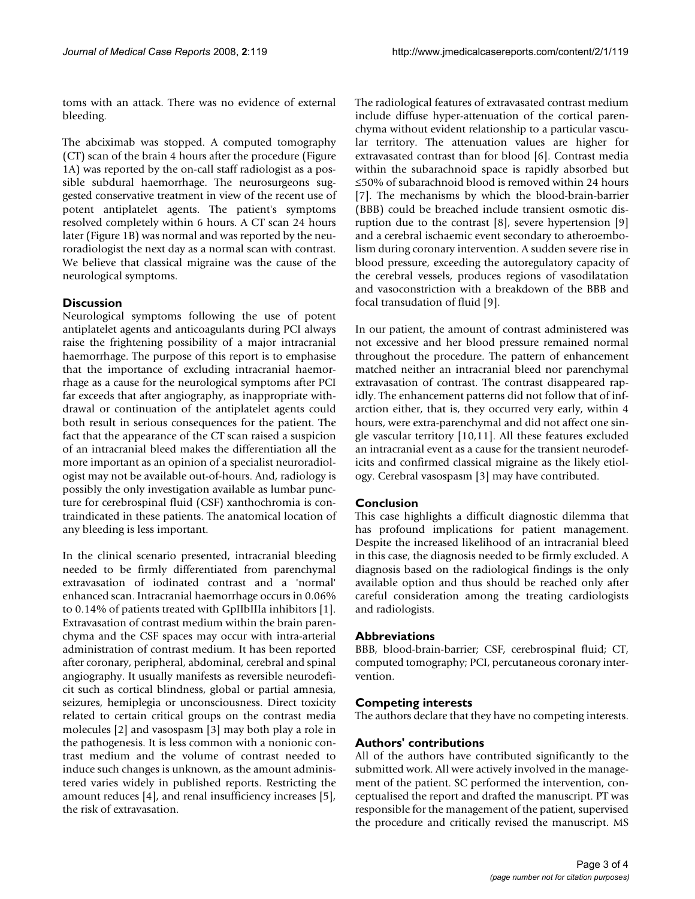toms with an attack. There was no evidence of external bleeding.

The abciximab was stopped. A computed tomography (CT) scan of the brain 4 hours after the procedure (Figure 1A) was reported by the on-call staff radiologist as a possible subdural haemorrhage. The neurosurgeons suggested conservative treatment in view of the recent use of potent antiplatelet agents. The patient's symptoms resolved completely within 6 hours. A CT scan 24 hours later (Figure 1B) was normal and was reported by the neuroradiologist the next day as a normal scan with contrast. We believe that classical migraine was the cause of the neurological symptoms.

## Discussion

Neurological symptoms following the use of potent antiplatelet agents and anticoagulants during PCI always raise the frightening possibility of a major intracranial haemorrhage. The purpose of this report is to emphasise that the importance of excluding intracranial haemorrhage as a cause for the neurological symptoms after PCI far exceeds that after angiography, as inappropriate withdrawal or continuation of the antiplatelet agents could both result in serious consequences for the patient. The fact that the appearance of the CT scan raised a suspicion of an intracranial bleed makes the differentiation all the more important as an opinion of a specialist neuroradiologist may not be available out-of-hours. And, radiology is possibly the only investigation available as lumbar puncture for cerebrospinal fluid (CSF) xanthochromia is contraindicated in these patients. The anatomical location of any bleeding is less important.

In the clinical scenario presented, intracranial bleeding needed to be firmly differentiated from parenchymal extravasation of iodinated contrast and a 'normal' enhanced scan. Intracranial haemorrhage occurs in 0.06% to 0.14% of patients treated with GpIIbIIIa inhibitors [1]. Extravasation of contrast medium within the brain parenchyma and the CSF spaces may occur with intra-arterial administration of contrast medium. It has been reported after coronary, peripheral, abdominal, cerebral and spinal angiography. It usually manifests as reversible neurodeficit such as cortical blindness, global or partial amnesia, seizures, hemiplegia or unconsciousness. Direct toxicity related to certain critical groups on the contrast media molecules [2] and vasospasm [3] may both play a role in the pathogenesis. It is less common with a nonionic contrast medium and the volume of contrast needed to induce such changes is unknown, as the amount administered varies widely in published reports. Restricting the amount reduces [4], and renal insufficiency increases [5], the risk of extravasation.

The radiological features of extravasated contrast medium include diffuse hyper-attenuation of the cortical parenchyma without evident relationship to a particular vascular territory. The attenuation values are higher for extravasated contrast than for blood [6]. Contrast media within the subarachnoid space is rapidly absorbed but ≤50% of subarachnoid blood is removed within 24 hours [7]. The mechanisms by which the blood-brain-barrier (BBB) could be breached include transient osmotic disruption due to the contrast [8], severe hypertension [9] and a cerebral ischaemic event secondary to atheroembolism during coronary intervention. A sudden severe rise in blood pressure, exceeding the autoregulatory capacity of the cerebral vessels, produces regions of vasodilatation and vasoconstriction with a breakdown of the BBB and focal transudation of fluid [9].

In our patient, the amount of contrast administered was not excessive and her blood pressure remained normal throughout the procedure. The pattern of enhancement matched neither an intracranial bleed nor parenchymal extravasation of contrast. The contrast disappeared rapidly. The enhancement patterns did not follow that of infarction either, that is, they occurred very early, within 4 hours, were extra-parenchymal and did not affect one single vascular territory [10,11]. All these features excluded an intracranial event as a cause for the transient neurodeficits and confirmed classical migraine as the likely etiology. Cerebral vasospasm [3] may have contributed.

## Conclusion

This case highlights a difficult diagnostic dilemma that has profound implications for patient management. Despite the increased likelihood of an intracranial bleed in this case, the diagnosis needed to be firmly excluded. A diagnosis based on the radiological findings is the only available option and thus should be reached only after careful consideration among the treating cardiologists and radiologists.

## Abbreviations

BBB, blood-brain-barrier; CSF, cerebrospinal fluid; CT, computed tomography; PCI, percutaneous coronary intervention.

## Competing interests

The authors declare that they have no competing interests.

## Authors' contributions

All of the authors have contributed significantly to the submitted work. All were actively involved in the management of the patient. SC performed the intervention, conceptualised the report and drafted the manuscript. PT was responsible for the management of the patient, supervised the procedure and critically revised the manuscript. MS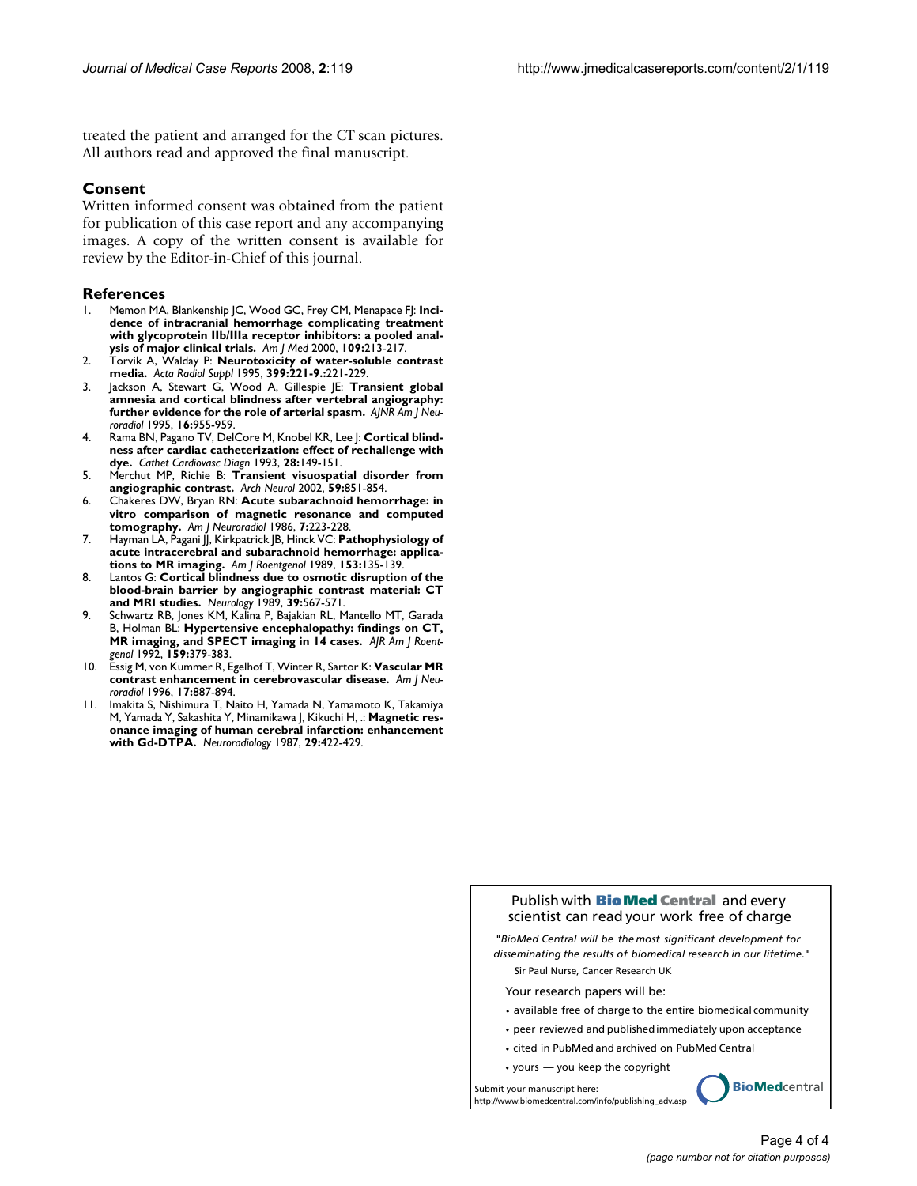treated the patient and arranged for the CT scan pictures. All authors read and approved the final manuscript.

## Consent

Written informed consent was obtained from the patient for publication of this case report and any accompanying images. A copy of the written consent is available for review by the Editor-in-Chief of this journal.

## References

1. Memon MA, Blankenship JC, Wood GC, Frey CM, Menapace FJ: **Incidence of intracranial hemorrhage complicating treatment with glycoprotein IIb/IIIa receptor inhibitors: a pooled analysis of major clinical trials.** *Am J Med* 2000, **109:**213-217.
2. Torvik A, Walday P: **Neurotoxicity of water-soluble contrast media.** *Acta Radiol Suppl* 1995, **399:221-9.:**221-229.
3. Jackson A, Stewart G, Wood A, Gillespie JE: **Transient global amnesia and cortical blindness after vertebral angiography: further evidence for the role of arterial spasm.** *AJNR Am J Neuroradiol* 1995, **16:**955-959.
4. Rama BN, Pagano TV, DelCore M, Knobel KR, Lee J: **Cortical blindness after cardiac catheterization: effect of rechallenge with dye.** *Cathet Cardiovasc Diagn* 1993, **28:**149-151.
5. Merchut MP, Richie B: **Transient visuospatial disorder from angiographic contrast.** *Arch Neurol* 2002, **59:**851-854.
6. Chakeres DW, Bryan RN: **Acute subarachnoid hemorrhage: in vitro comparison of magnetic resonance and computed tomography.** *Am J Neuroradiol* 1986, **7:**223-228.
7. Hayman LA, Pagani JJ, Kirkpatrick JB, Hinck VC: **Pathophysiology of acute intracerebral and subarachnoid hemorrhage: applications to MR imaging.** *Am J Roentgenol* 1989, **153:**135-139.
8. Lantos G: **Cortical blindness due to osmotic disruption of the blood-brain barrier by angiographic contrast material: CT and MRI studies.** *Neurology* 1989, **39:**567-571.
9. Schwartz RB, Jones KM, Kalina P, Bajakian RL, Mantello MT, Garada B, Holman BL: **Hypertensive encephalopathy: findings on CT, MR imaging, and SPECT imaging in 14 cases.** *AJR Am J Roentgenol* 1992, **159:**379-383.
10. Essig M, von Kummer R, Egelhof T, Winter R, Sartor K: **Vascular MR contrast enhancement in cerebrovascular disease.** *Am J Neuroradiol* 1996, **17:**887-894.
11. Imakita S, Nishimura T, Naito H, Yamada N, Yamamoto K, Takamiya M, Yamada Y, Sakashita Y, Minamikawa J, Kikuchi H, .: **Magnetic resonance imaging of human cerebral infarction: enhancement with Gd-DTPA.** *Neuroradiology* 1987, **29:**422-429.

Publish with **BioMed Central** and every scientist can read your work free of charge

*"BioMed Central will be the most significant development for disseminating the results of biomedical research in our lifetime."*

Sir Paul Nurse, Cancer Research UK

Your research papers will be:

- available free of charge to the entire biomedical community
- peer reviewed and published immediately upon acceptance
- cited in PubMed and archived on PubMed Central
- yours — you keep the copyright

Submit your manuscript here:
http://www.biomedcentral.com/info/publishing_adv.asp

BioMedcentral